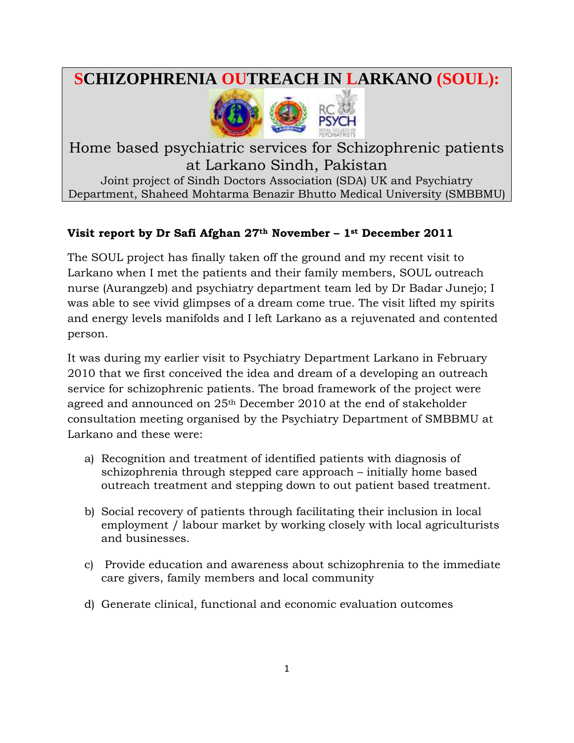# SCHIZOPHRENIA OUTREACH IN LARKANO (SOUL):

Home based psychiatric services for Schizophrenic patients at Larkano Sindh, Pakistan

Joint project of Sindh Doctors Association (SDA) UK and Psychiatry Department, Shaheed Mohtarma Benazir Bhutto Medical University (SMBBMU)

**Visit report by Dr Safi Afghan 27th November – 1st December 2011**

The SOUL project has finally taken off the ground and my recent visit to Larkano when I met the patients and their family members, SOUL outreach nurse (Aurangzeb) and psychiatry department team led by Dr Badar Junejo; I was able to see vivid glimpses of a dream come true. The visit lifted my spirits and energy levels manifolds and I left Larkano as a rejuvenated and contented person.

It was during my earlier visit to Psychiatry Department Larkano in February 2010 that we first conceived the idea and dream of a developing an outreach service for schizophrenic patients. The broad framework of the project were agreed and announced on 25th December 2010 at the end of stakeholder consultation meeting organised by the Psychiatry Department of SMBBMU at Larkano and these were:

a) Recognition and treatment of identified patients with diagnosis of schizophrenia through stepped care approach – initially home based outreach treatment and stepping down to out patient based treatment.

b) Social recovery of patients through facilitating their inclusion in local employment / labour market by working closely with local agriculturists and businesses.

c) Provide education and awareness about schizophrenia to the immediate care givers, family members and local community

d) Generate clinical, functional and economic evaluation outcomes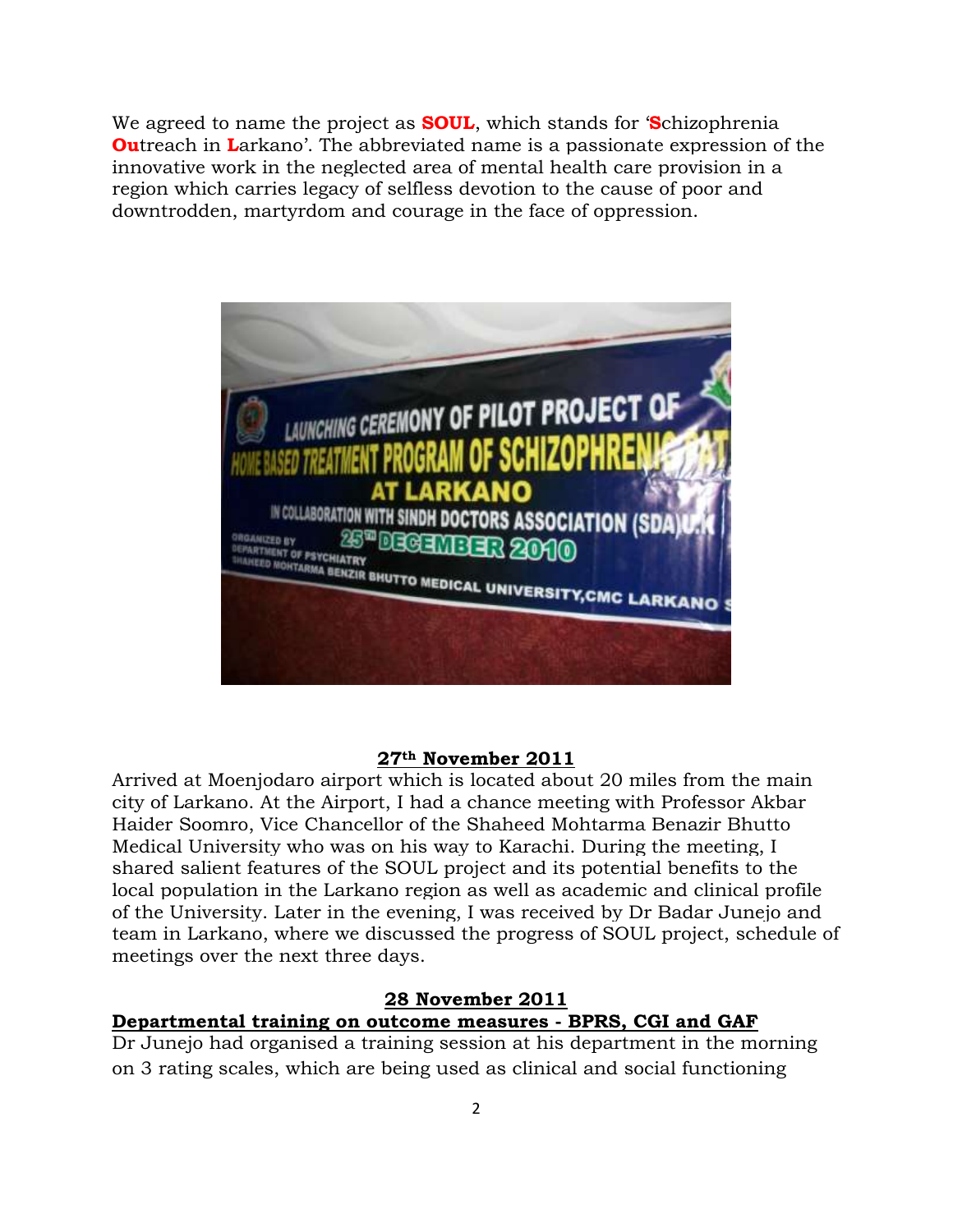We agreed to name the project as **SOUL**, which stands for '**S**chizophrenia **Ou**treach in **L**arkano'. The abbreviated name is a passionate expression of the innovative work in the neglected area of mental health care provision in a region which carries legacy of selfless devotion to the cause of poor and downtrodden, martyrdom and courage in the face of oppression.

**27th November 2011**

Arrived at Moenjodaro airport which is located about 20 miles from the main city of Larkano. At the Airport, I had a chance meeting with Professor Akbar Haider Soomro, Vice Chancellor of the Shaheed Mohtarma Benazir Bhutto Medical University who was on his way to Karachi. During the meeting, I shared salient features of the SOUL project and its potential benefits to the local population in the Larkano region as well as academic and clinical profile of the University. Later in the evening, I was received by Dr Badar Junejo and team in Larkano, where we discussed the progress of SOUL project, schedule of meetings over the next three days.

**28 November 2011**

**Departmental training on outcome measures - BPRS, CGI and GAF**

Dr Junejo had organised a training session at his department in the morning on 3 rating scales, which are being used as clinical and social functioning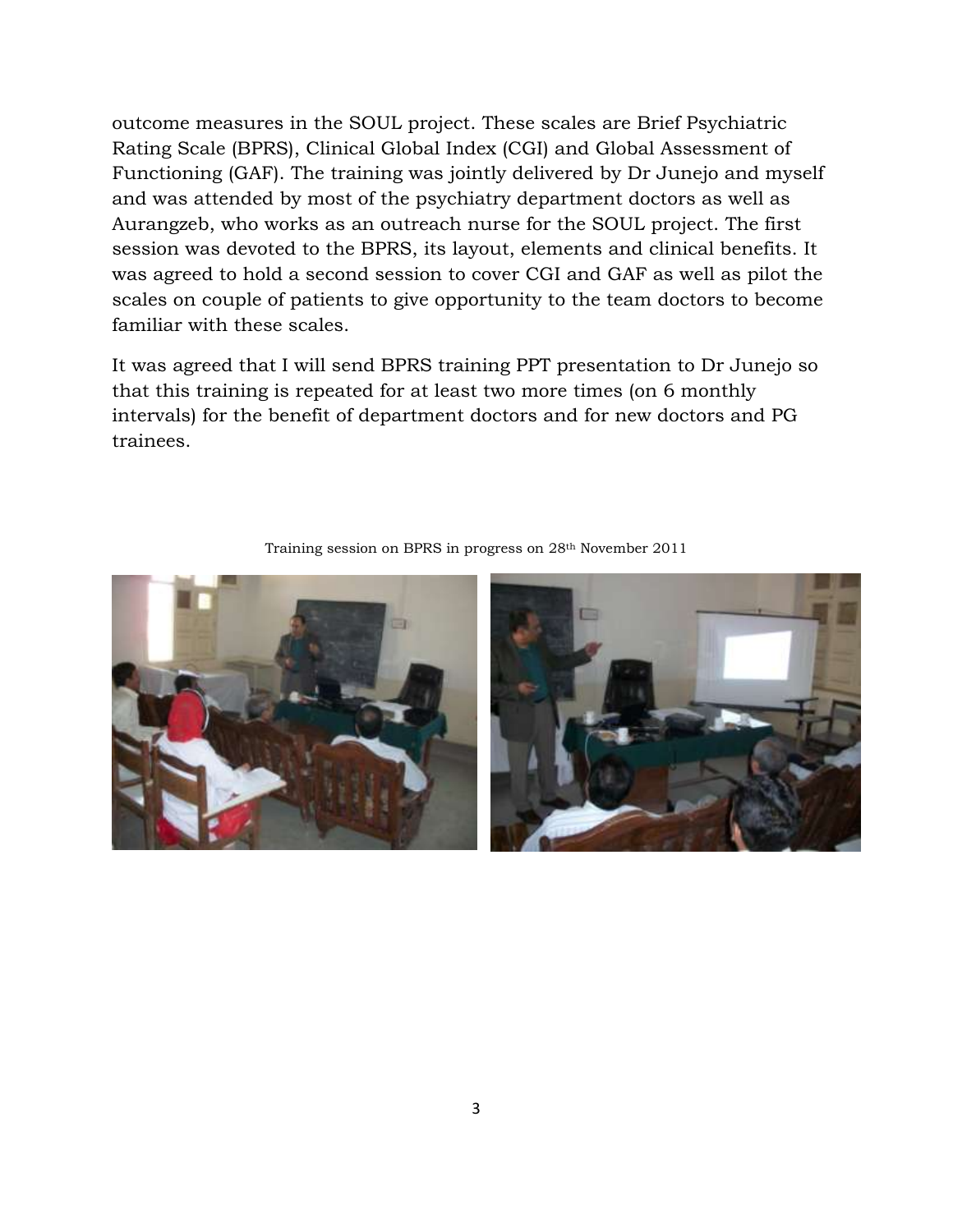outcome measures in the SOUL project. These scales are Brief Psychiatric Rating Scale (BPRS), Clinical Global Index (CGI) and Global Assessment of Functioning (GAF). The training was jointly delivered by Dr Junejo and myself and was attended by most of the psychiatry department doctors as well as Aurangzeb, who works as an outreach nurse for the SOUL project. The first session was devoted to the BPRS, its layout, elements and clinical benefits. It was agreed to hold a second session to cover CGI and GAF as well as pilot the scales on couple of patients to give opportunity to the team doctors to become familiar with these scales.

It was agreed that I will send BPRS training PPT presentation to Dr Junejo so that this training is repeated for at least two more times (on 6 monthly intervals) for the benefit of department doctors and for new doctors and PG trainees.

Training session on BPRS in progress on 28th November 2011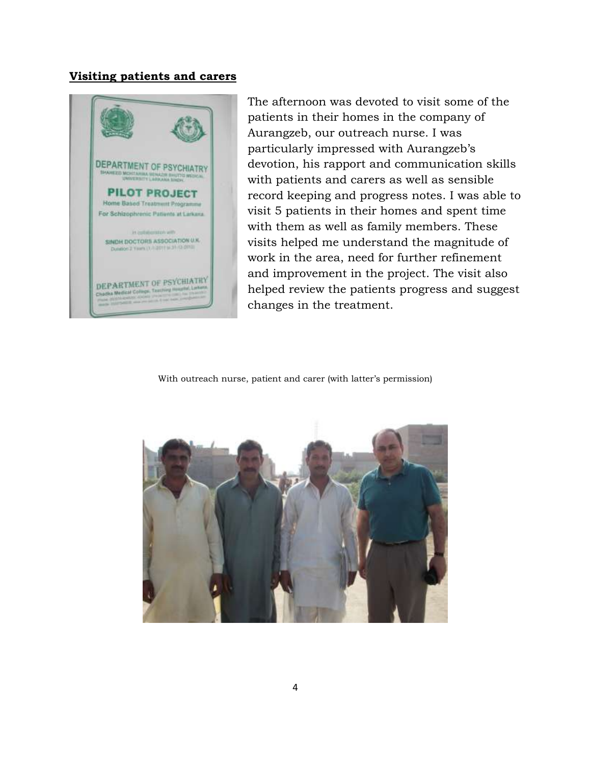## Visiting patients and carers

The afternoon was devoted to visit some of the patients in their homes in the company of Aurangzeb, our outreach nurse. I was particularly impressed with Aurangzeb's devotion, his rapport and communication skills with patients and carers as well as sensible record keeping and progress notes. I was able to visit 5 patients in their homes and spent time with them as well as family members. These visits helped me understand the magnitude of work in the area, need for further refinement and improvement in the project. The visit also helped review the patients progress and suggest changes in the treatment.

With outreach nurse, patient and carer (with latter's permission)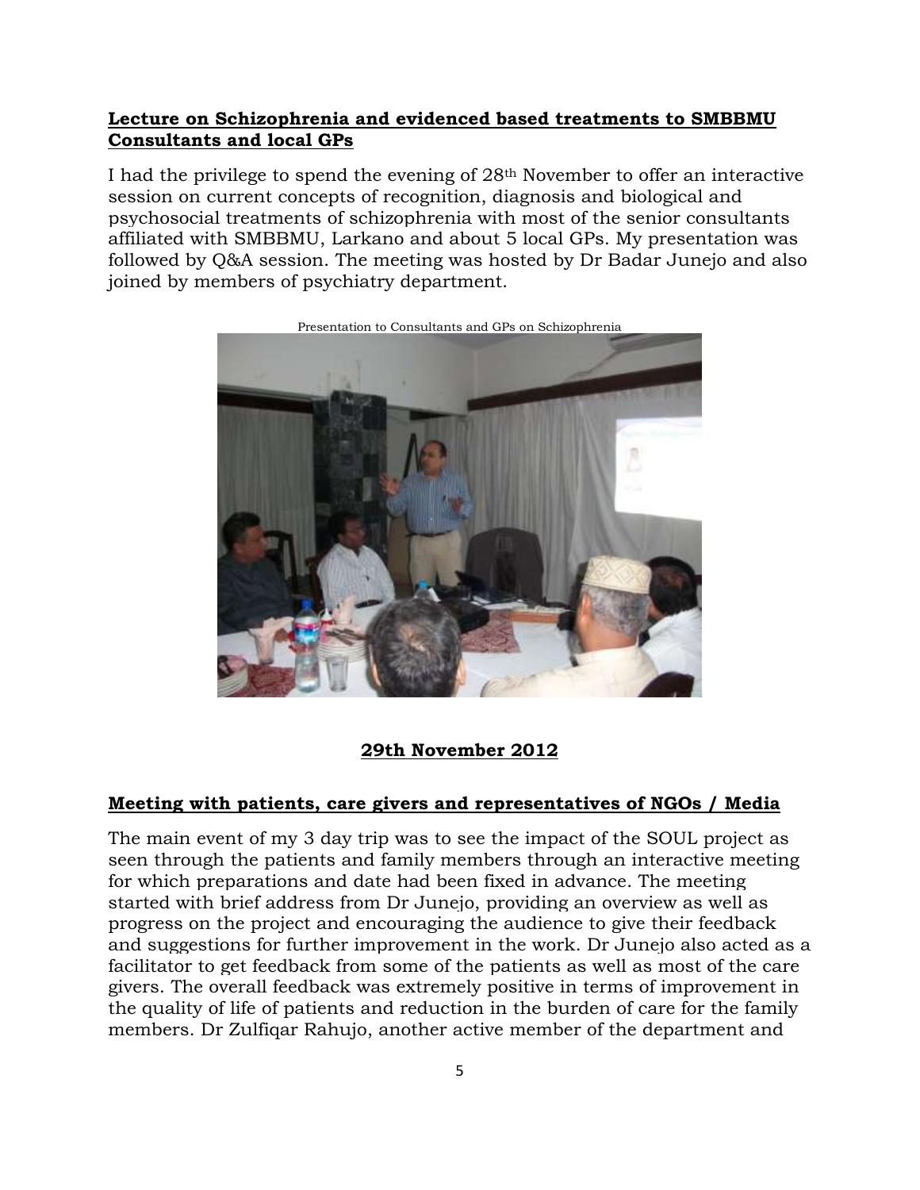## Lecture on Schizophrenia and evidenced based treatments to SMBBMU Consultants and local GPs

I had the privilege to spend the evening of 28th November to offer an interactive session on current concepts of recognition, diagnosis and biological and psychosocial treatments of schizophrenia with most of the senior consultants affiliated with SMBBMU, Larkano and about 5 local GPs. My presentation was followed by Q&A session. The meeting was hosted by Dr Badar Junejo and also joined by members of psychiatry department.

Presentation to Consultants and GPs on Schizophrenia

## 29th November 2012

## Meeting with patients, care givers and representatives of NGOs / Media

The main event of my 3 day trip was to see the impact of the SOUL project as seen through the patients and family members through an interactive meeting for which preparations and date had been fixed in advance. The meeting started with brief address from Dr Junejo, providing an overview as well as progress on the project and encouraging the audience to give their feedback and suggestions for further improvement in the work. Dr Junejo also acted as a facilitator to get feedback from some of the patients as well as most of the care givers. The overall feedback was extremely positive in terms of improvement in the quality of life of patients and reduction in the burden of care for the family members. Dr Zulfiqar Rahujo, another active member of the department and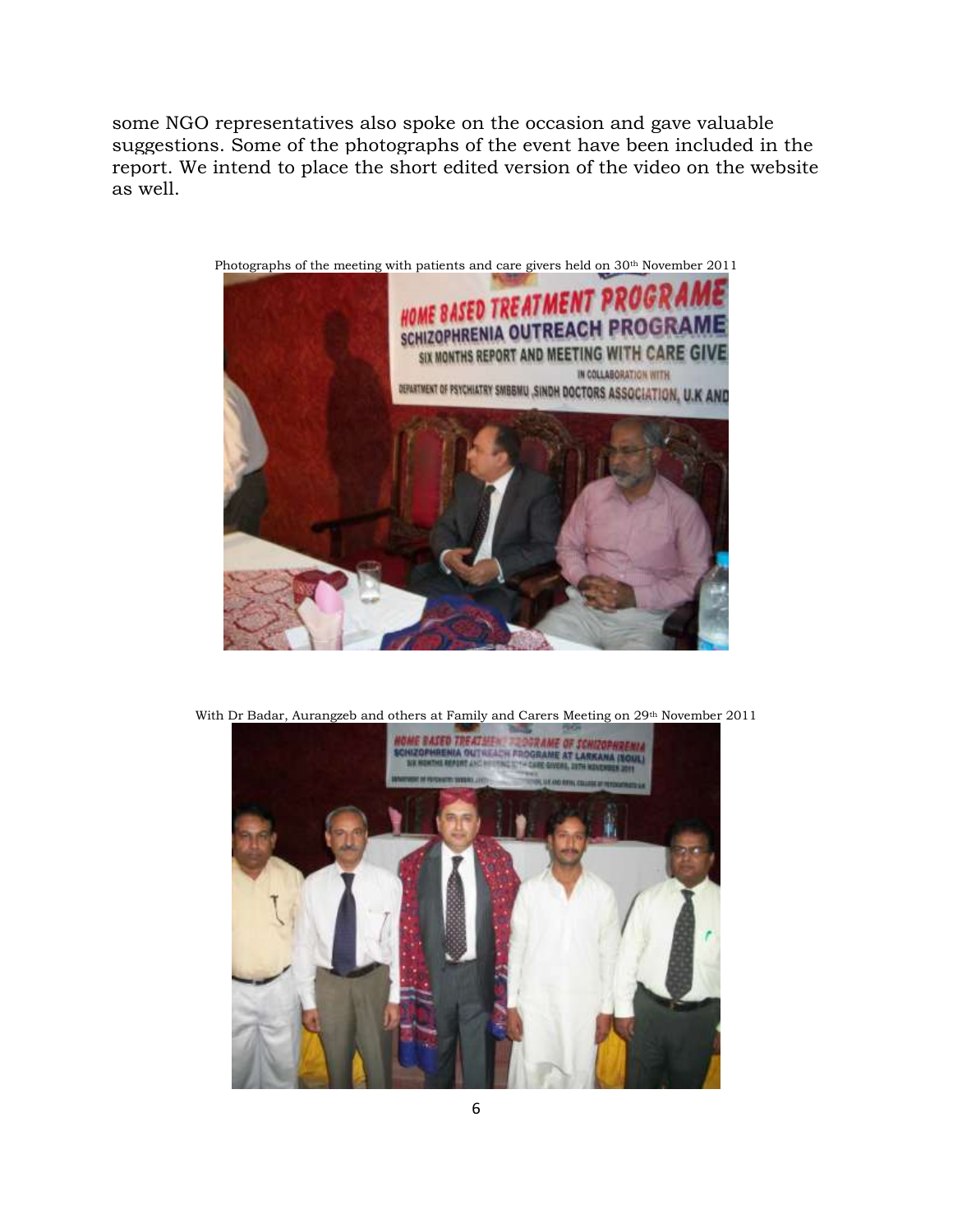some NGO representatives also spoke on the occasion and gave valuable suggestions. Some of the photographs of the event have been included in the report. We intend to place the short edited version of the video on the website as well.

Photographs of the meeting with patients and care givers held on 30th November 2011

With Dr Badar, Aurangzeb and others at Family and Carers Meeting on 29th November 2011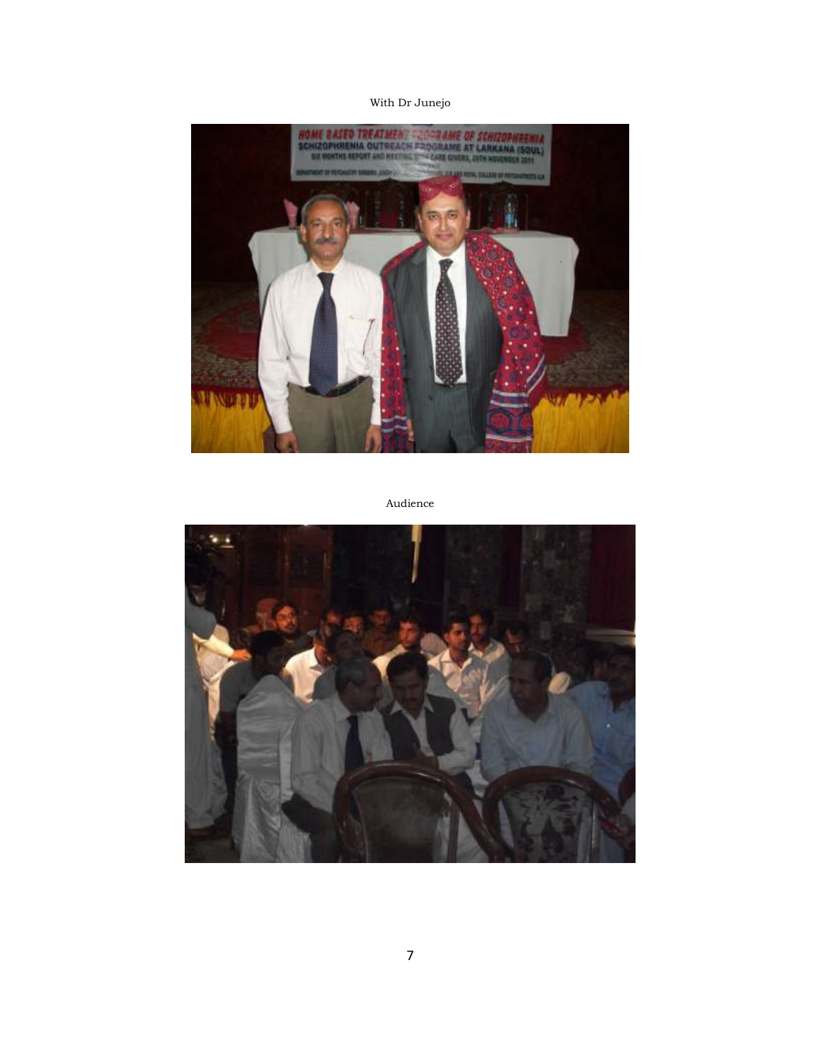With Dr Junejo

Audience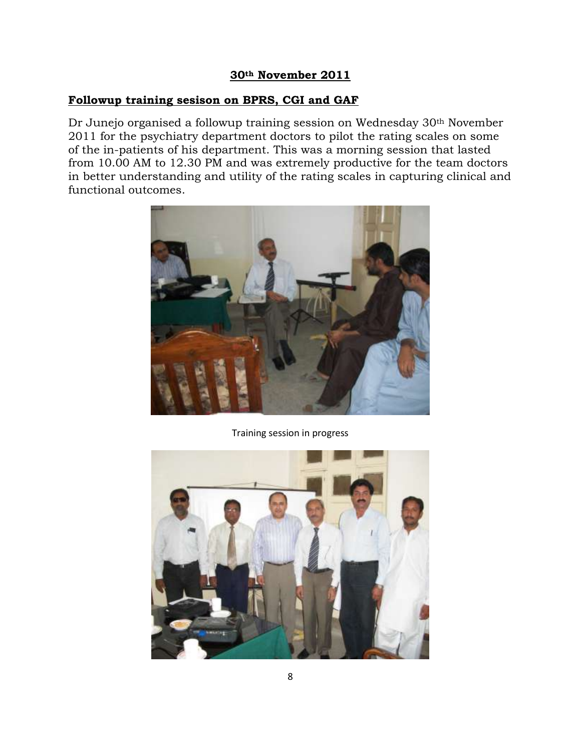**30th November 2011**

## Followup training sesison on BPRS, CGI and GAF

Dr Junejo organised a followup training session on Wednesday 30th November 2011 for the psychiatry department doctors to pilot the rating scales on some of the in-patients of his department. This was a morning session that lasted from 10.00 AM to 12.30 PM and was extremely productive for the team doctors in better understanding and utility of the rating scales in capturing clinical and functional outcomes.

Training session in progress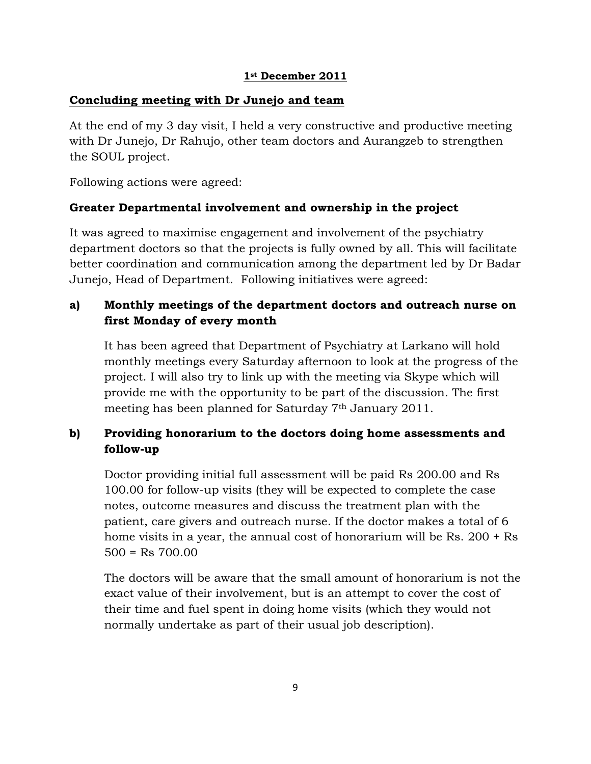**1st December 2011**

## Concluding meeting with Dr Junejo and team

At the end of my 3 day visit, I held a very constructive and productive meeting with Dr Junejo, Dr Rahujo, other team doctors and Aurangzeb to strengthen the SOUL project.

Following actions were agreed:

### Greater Departmental involvement and ownership in the project

It was agreed to maximise engagement and involvement of the psychiatry department doctors so that the projects is fully owned by all. This will facilitate better coordination and communication among the department led by Dr Badar Junejo, Head of Department. Following initiatives were agreed:

**a) Monthly meetings of the department doctors and outreach nurse on first Monday of every month**

It has been agreed that Department of Psychiatry at Larkano will hold monthly meetings every Saturday afternoon to look at the progress of the project. I will also try to link up with the meeting via Skype which will provide me with the opportunity to be part of the discussion. The first meeting has been planned for Saturday 7th January 2011.

**b) Providing honorarium to the doctors doing home assessments and follow-up**

Doctor providing initial full assessment will be paid Rs 200.00 and Rs 100.00 for follow-up visits (they will be expected to complete the case notes, outcome measures and discuss the treatment plan with the patient, care givers and outreach nurse. If the doctor makes a total of 6 home visits in a year, the annual cost of honorarium will be Rs. 200 + Rs 500 = Rs 700.00

The doctors will be aware that the small amount of honorarium is not the exact value of their involvement, but is an attempt to cover the cost of their time and fuel spent in doing home visits (which they would not normally undertake as part of their usual job description).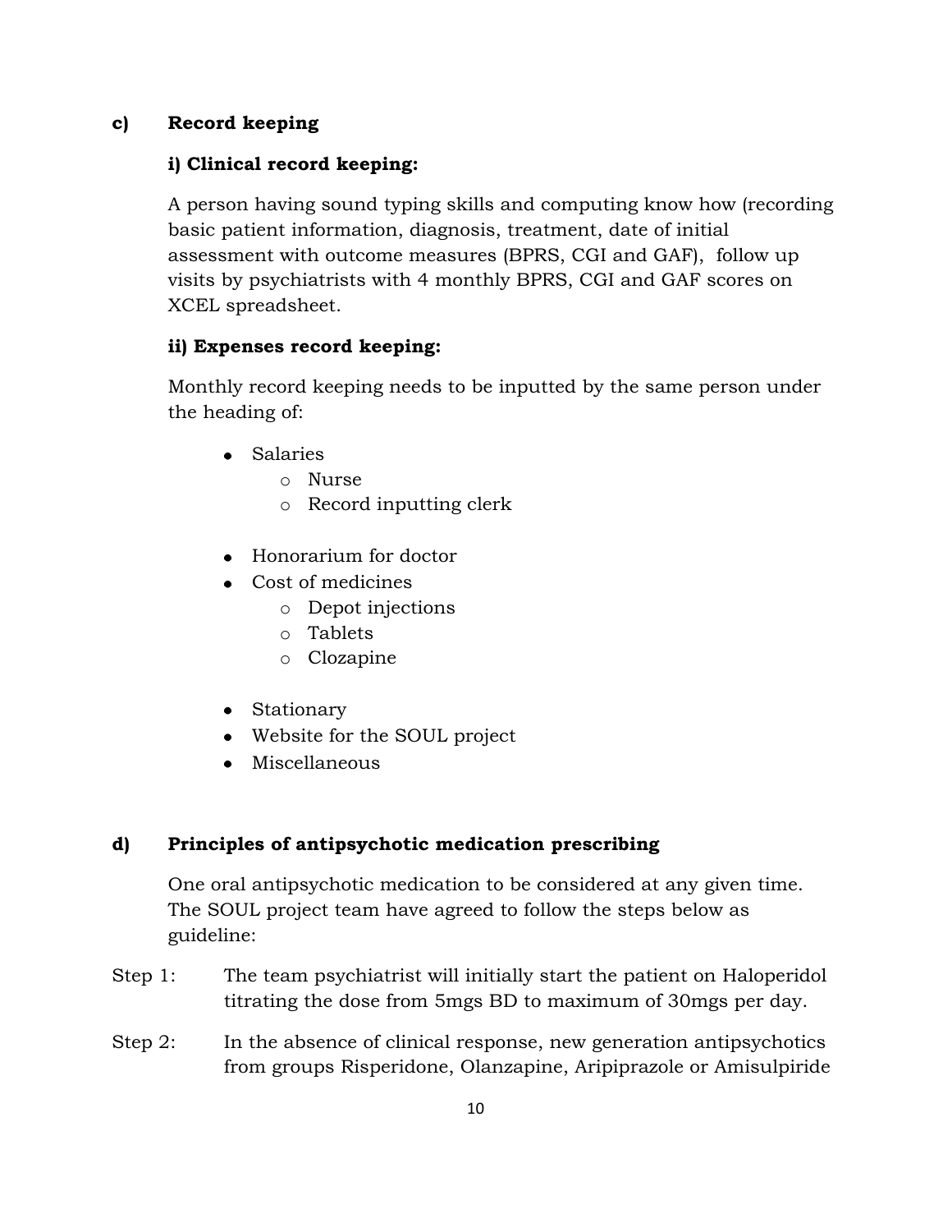### c) Record keeping

#### i) Clinical record keeping:

A person having sound typing skills and computing know how (recording basic patient information, diagnosis, treatment, date of initial assessment with outcome measures (BPRS, CGI and GAF), follow up visits by psychiatrists with 4 monthly BPRS, CGI and GAF scores on XCEL spreadsheet.

#### ii) Expenses record keeping:

Monthly record keeping needs to be inputted by the same person under the heading of:

- Salaries
  - Nurse
  - Record inputting clerk
- Honorarium for doctor
- Cost of medicines
  - Depot injections
  - Tablets
  - Clozapine
- Stationary
- Website for the SOUL project
- Miscellaneous

### d) Principles of antipsychotic medication prescribing

One oral antipsychotic medication to be considered at any given time. The SOUL project team have agreed to follow the steps below as guideline:

Step 1: The team psychiatrist will initially start the patient on Haloperidol titrating the dose from 5mgs BD to maximum of 30mgs per day.

Step 2: In the absence of clinical response, new generation antipsychotics from groups Risperidone, Olanzapine, Aripiprazole or Amisulpiride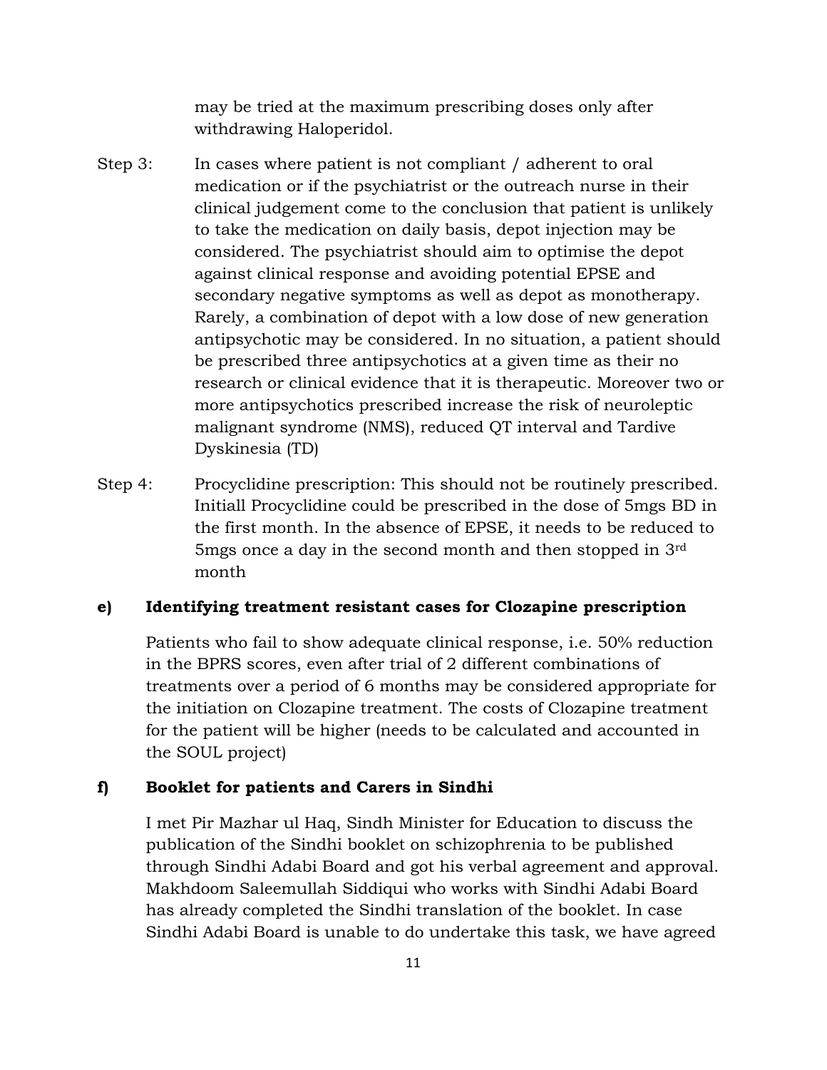may be tried at the maximum prescribing doses only after withdrawing Haloperidol.

Step 3: In cases where patient is not compliant / adherent to oral medication or if the psychiatrist or the outreach nurse in their clinical judgement come to the conclusion that patient is unlikely to take the medication on daily basis, depot injection may be considered. The psychiatrist should aim to optimise the depot against clinical response and avoiding potential EPSE and secondary negative symptoms as well as depot as monotherapy. Rarely, a combination of depot with a low dose of new generation antipsychotic may be considered. In no situation, a patient should be prescribed three antipsychotics at a given time as their no research or clinical evidence that it is therapeutic. Moreover two or more antipsychotics prescribed increase the risk of neuroleptic malignant syndrome (NMS), reduced QT interval and Tardive Dyskinesia (TD)

Step 4: Procyclidine prescription: This should not be routinely prescribed. Initiall Procyclidine could be prescribed in the dose of 5mgs BD in the first month. In the absence of EPSE, it needs to be reduced to 5mgs once a day in the second month and then stopped in 3rd month

**e) Identifying treatment resistant cases for Clozapine prescription**

Patients who fail to show adequate clinical response, i.e. 50% reduction in the BPRS scores, even after trial of 2 different combinations of treatments over a period of 6 months may be considered appropriate for the initiation on Clozapine treatment. The costs of Clozapine treatment for the patient will be higher (needs to be calculated and accounted in the SOUL project)

**f) Booklet for patients and Carers in Sindhi**

I met Pir Mazhar ul Haq, Sindh Minister for Education to discuss the publication of the Sindhi booklet on schizophrenia to be published through Sindhi Adabi Board and got his verbal agreement and approval. Makhdoom Saleemullah Siddiqui who works with Sindhi Adabi Board has already completed the Sindhi translation of the booklet. In case Sindhi Adabi Board is unable to do undertake this task, we have agreed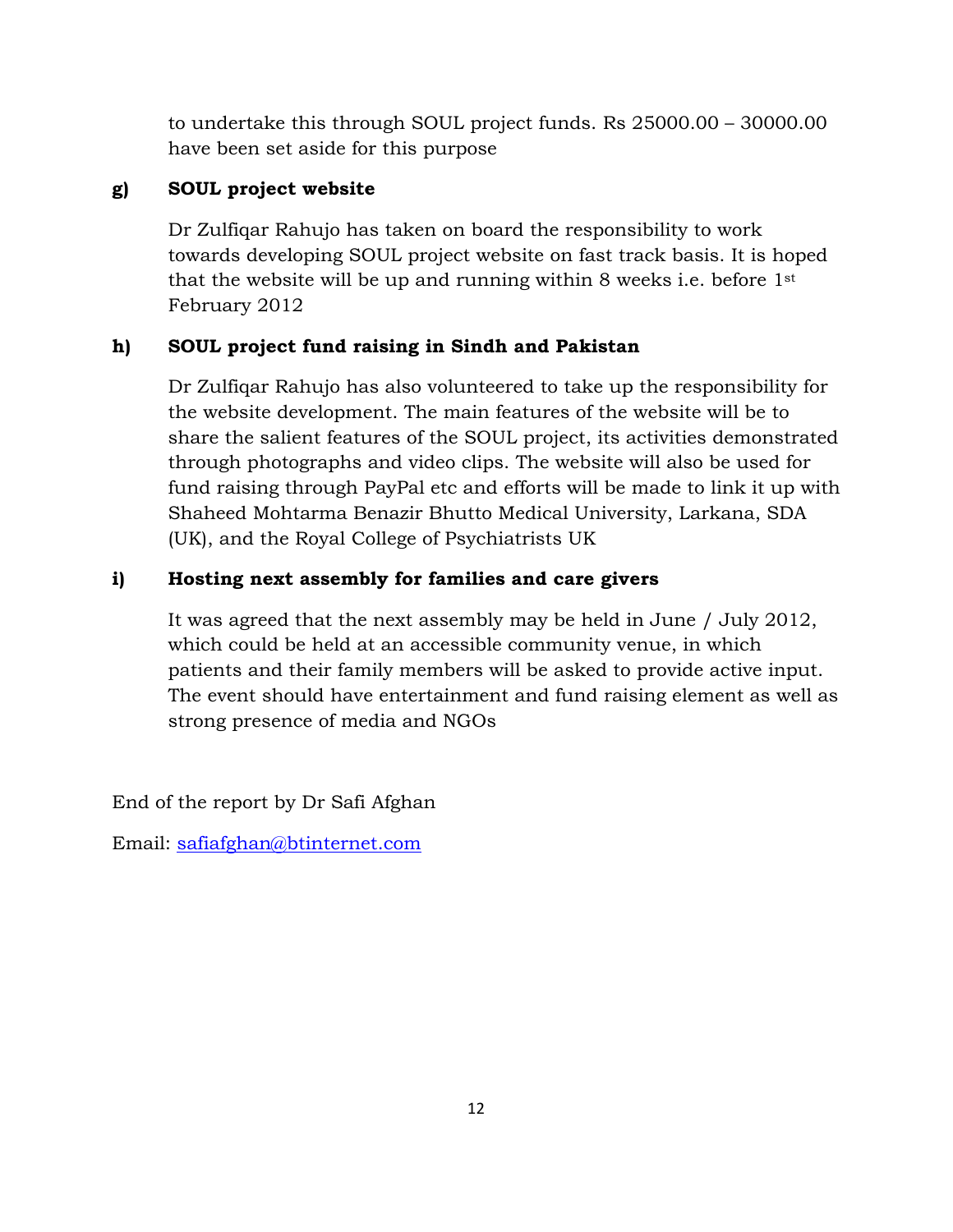to undertake this through SOUL project funds. Rs 25000.00 – 30000.00 have been set aside for this purpose

**g) SOUL project website**

Dr Zulfiqar Rahujo has taken on board the responsibility to work towards developing SOUL project website on fast track basis. It is hoped that the website will be up and running within 8 weeks i.e. before 1st February 2012

**h) SOUL project fund raising in Sindh and Pakistan**

Dr Zulfiqar Rahujo has also volunteered to take up the responsibility for the website development. The main features of the website will be to share the salient features of the SOUL project, its activities demonstrated through photographs and video clips. The website will also be used for fund raising through PayPal etc and efforts will be made to link it up with Shaheed Mohtarma Benazir Bhutto Medical University, Larkana, SDA (UK), and the Royal College of Psychiatrists UK

**i) Hosting next assembly for families and care givers**

It was agreed that the next assembly may be held in June / July 2012, which could be held at an accessible community venue, in which patients and their family members will be asked to provide active input. The event should have entertainment and fund raising element as well as strong presence of media and NGOs

End of the report by Dr Safi Afghan

Email: safiafghan@btinternet.com